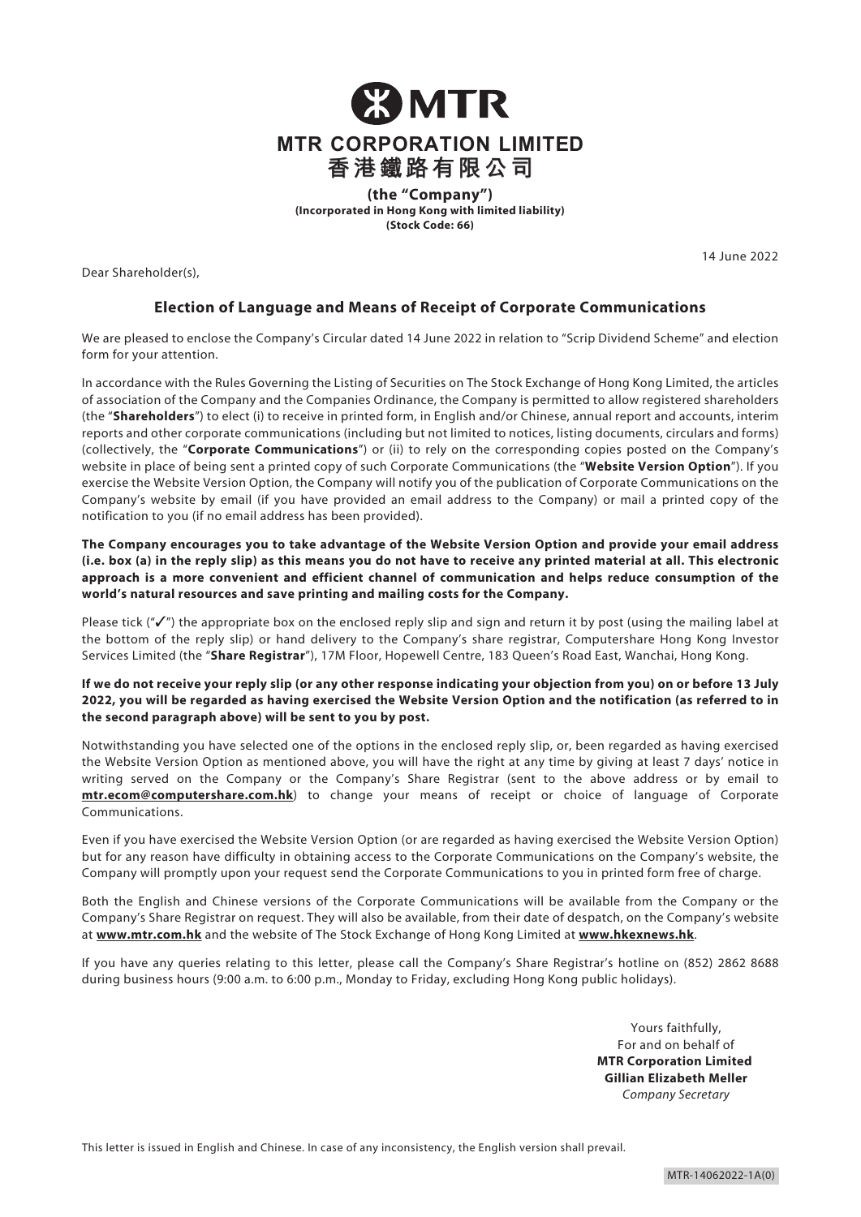# MTR CORPORATION LIMITED

# 香港鐵路有限公司

**(the "Company")**
**(Incorporated in Hong Kong with limited liability)**
**(Stock Code: 66)**

14 June 2022

Dear Shareholder(s),

## Election of Language and Means of Receipt of Corporate Communications

We are pleased to enclose the Company's Circular dated 14 June 2022 in relation to "Scrip Dividend Scheme" and election form for your attention.

In accordance with the Rules Governing the Listing of Securities on The Stock Exchange of Hong Kong Limited, the articles of association of the Company and the Companies Ordinance, the Company is permitted to allow registered shareholders (the "**Shareholders**") to elect (i) to receive in printed form, in English and/or Chinese, annual report and accounts, interim reports and other corporate communications (including but not limited to notices, listing documents, circulars and forms) (collectively, the "**Corporate Communications**") or (ii) to rely on the corresponding copies posted on the Company's website in place of being sent a printed copy of such Corporate Communications (the "**Website Version Option**"). If you exercise the Website Version Option, the Company will notify you of the publication of Corporate Communications on the Company's website by email (if you have provided an email address to the Company) or mail a printed copy of the notification to you (if no email address has been provided).

**The Company encourages you to take advantage of the Website Version Option and provide your email address (i.e. box (a) in the reply slip) as this means you do not have to receive any printed material at all. This electronic approach is a more convenient and efficient channel of communication and helps reduce consumption of the world's natural resources and save printing and mailing costs for the Company.**

Please tick ("✓") the appropriate box on the enclosed reply slip and sign and return it by post (using the mailing label at the bottom of the reply slip) or hand delivery to the Company's share registrar, Computershare Hong Kong Investor Services Limited (the "**Share Registrar**"), 17M Floor, Hopewell Centre, 183 Queen's Road East, Wanchai, Hong Kong.

**If we do not receive your reply slip (or any other response indicating your objection from you) on or before 13 July 2022, you will be regarded as having exercised the Website Version Option and the notification (as referred to in the second paragraph above) will be sent to you by post.**

Notwithstanding you have selected one of the options in the enclosed reply slip, or, been regarded as having exercised the Website Version Option as mentioned above, you will have the right at any time by giving at least 7 days' notice in writing served on the Company or the Company's Share Registrar (sent to the above address or by email to **mtr.ecom@computershare.com.hk**) to change your means of receipt or choice of language of Corporate Communications.

Even if you have exercised the Website Version Option (or are regarded as having exercised the Website Version Option) but for any reason have difficulty in obtaining access to the Corporate Communications on the Company's website, the Company will promptly upon your request send the Corporate Communications to you in printed form free of charge.

Both the English and Chinese versions of the Corporate Communications will be available from the Company or the Company's Share Registrar on request. They will also be available, from their date of despatch, on the Company's website at **www.mtr.com.hk** and the website of The Stock Exchange of Hong Kong Limited at **www.hkexnews.hk**.

If you have any queries relating to this letter, please call the Company's Share Registrar's hotline on (852) 2862 8688 during business hours (9:00 a.m. to 6:00 p.m., Monday to Friday, excluding Hong Kong public holidays).

Yours faithfully,
For and on behalf of
**MTR Corporation Limited**
**Gillian Elizabeth Meller**
*Company Secretary*

This letter is issued in English and Chinese. In case of any inconsistency, the English version shall prevail.

MTR-14062022-1A(0)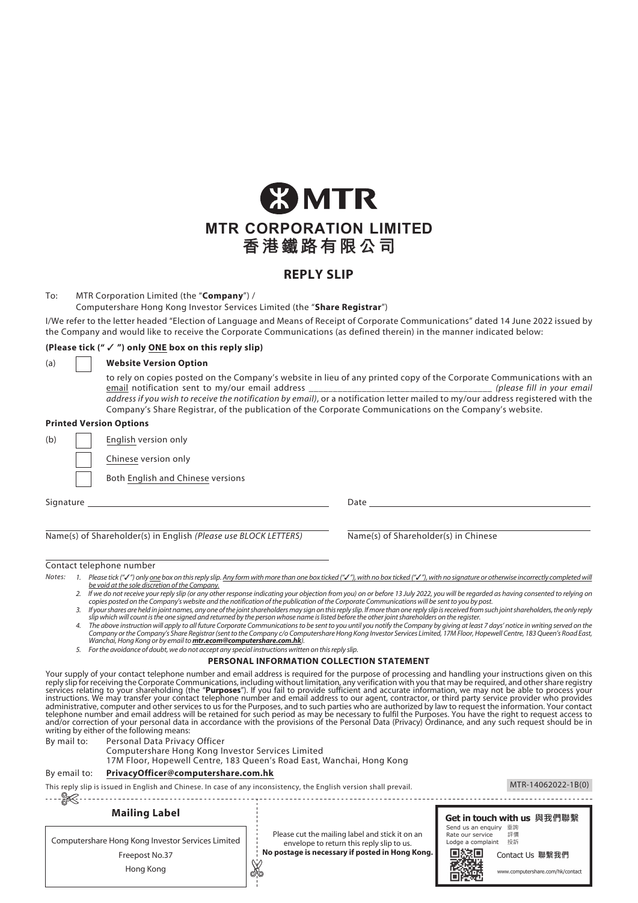# MTR CORPORATION LIMITED
# 香港鐵路有限公司

## REPLY SLIP

To: MTR Corporation Limited (the "**Company**") /
Computershare Hong Kong Investor Services Limited (the "**Share Registrar**")

I/We refer to the letter headed "Election of Language and Means of Receipt of Corporate Communications" dated 14 June 2022 issued by the Company and would like to receive the Corporate Communications (as defined therein) in the manner indicated below:

**(Please tick (" ✓ ") only ONE box on this reply slip)**

(a) ☐ **Website Version Option**

to rely on copies posted on the Company's website in lieu of any printed copy of the Corporate Communications with an email notification sent to my/our email address ______________________________ *(please fill in your email address if you wish to receive the notification by email)*, or a notification letter mailed to my/our address registered with the Company's Share Registrar, of the publication of the Corporate Communications on the Company's website.

**Printed Version Options**

(b) ☐ English version only

☐ Chinese version only

☐ Both English and Chinese versions

Signature ______________________ Date ______________________

______________________ ______________________

Name(s) of Shareholder(s) in English *(Please use BLOCK LETTERS)* Name(s) of Shareholder(s) in Chinese

______________________

Contact telephone number

*Notes:*

1. *Please tick ("✓") only one box on this reply slip. Any form with more than one box ticked ("✓"), with no box ticked ("✓"), with no signature or otherwise incorrectly completed will be void at the sole discretion of the Company.*
2. *If we do not receive your reply slip (or any other response indicating your objection from you) on or before 13 July 2022, you will be regarded as having consented to relying on copies posted on the Company's website and the notification of the publication of the Corporate Communications will be sent to you by post.*
3. *If your shares are held in joint names, any one of the joint shareholders may sign on this reply slip. If more than one reply slip is received from such joint shareholders, the only reply slip which will count is the one signed and returned by the person whose name is listed before the other joint shareholders on the register.*
4. *The above instruction will apply to all future Corporate Communications to be sent to you until you notify the Company by giving at least 7 days' notice in writing served on the Company or the Company's Share Registrar (sent to the Company c/o Computershare Hong Kong Investor Services Limited, 17M Floor, Hopewell Centre, 183 Queen's Road East, Wanchai, Hong Kong or by email to **mtr.ecom@computershare.com.hk**).*
5. *For the avoidance of doubt, we do not accept any special instructions written on this reply slip.*

### PERSONAL INFORMATION COLLECTION STATEMENT

Your supply of your contact telephone number and email address is required for the purpose of processing and handling your instructions given on this reply slip for receiving the Corporate Communications, including without limitation, any verification with you that may be required, and other share registry services relating to your shareholding (the "**Purposes**"). If you fail to provide sufficient and accurate information, we may not be able to process your instructions. We may transfer your contact telephone number and email address to our agent, contractor, or third party service provider who provides administrative, computer and other services to us for the Purposes, and to such parties who are authorized by law to request the information. Your contact telephone number and email address will be retained for such period as may be necessary to fulfil the Purposes. You have the right to request access to and/or correction of your personal data in accordance with the provisions of the Personal Data (Privacy) Ordinance, and any such request should be in writing by either of the following means:

By mail to: Personal Data Privacy Officer
Computershare Hong Kong Investor Services Limited
17M Floor, Hopewell Centre, 183 Queen's Road East, Wanchai, Hong Kong

By email to: **PrivacyOfficer@computershare.com.hk**

This reply slip is issued in English and Chinese. In case of any inconsistency, the English version shall prevail.

MTR-14062022-1B(0)

**Mailing Label**

Computershare Hong Kong Investor Services Limited
Freepost No.37
Hong Kong

Please cut the mailing label and stick it on an envelope to return this reply slip to us.
**No postage is necessary if posted in Hong Kong.**

**Get in touch with us 與我們聯繫**

Send us an enquiry 垂詢
Rate our service 評價
Lodge a complaint 投訴

Contact Us 聯繫我們

www.computershare.com/hk/contact